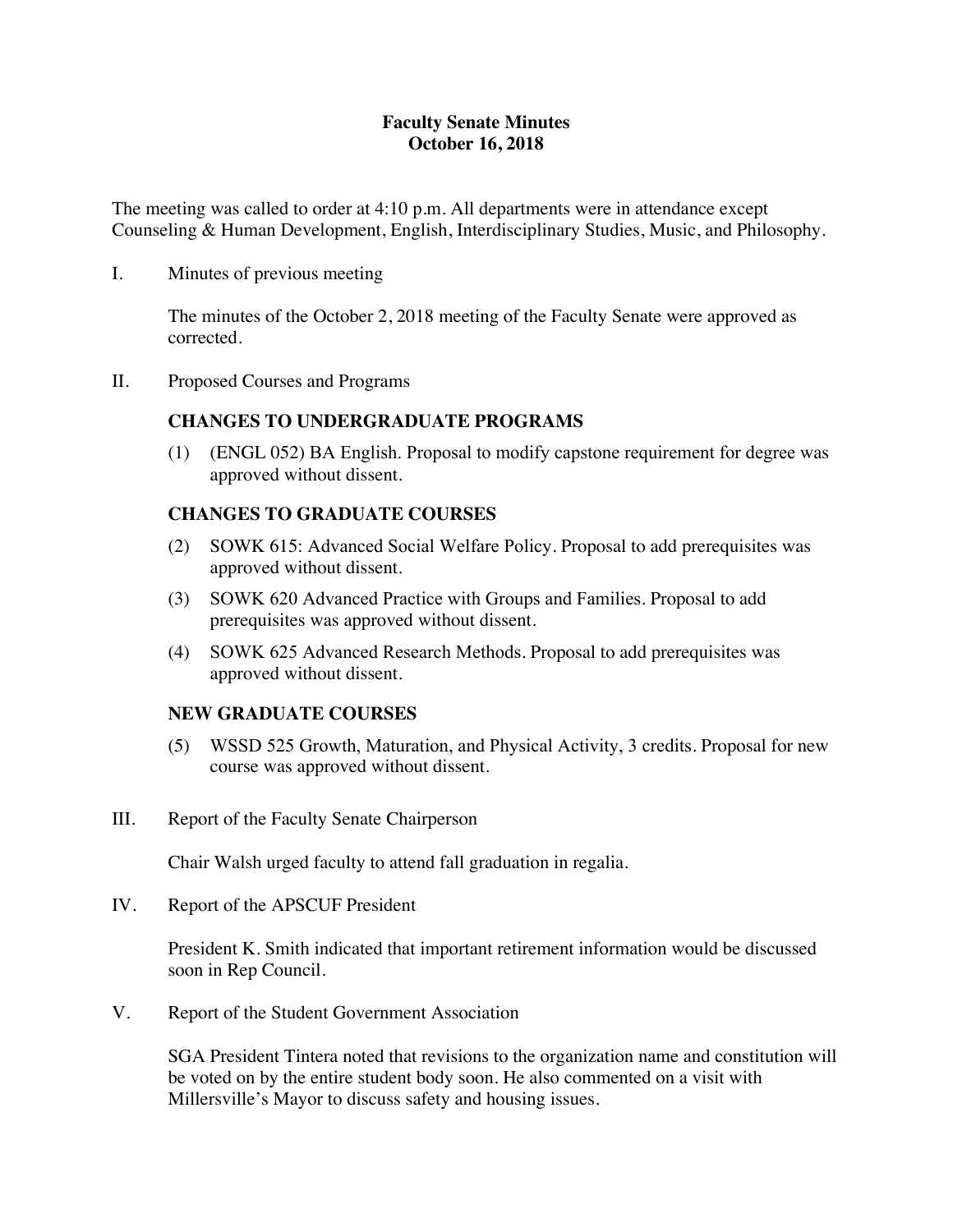# Faculty Senate Minutes
## October 16, 2018

The meeting was called to order at 4:10 p.m. All departments were in attendance except Counseling & Human Development, English, Interdisciplinary Studies, Music, and Philosophy.

I. Minutes of previous meeting

The minutes of the October 2, 2018 meeting of the Faculty Senate were approved as corrected.

II. Proposed Courses and Programs

### CHANGES TO UNDERGRADUATE PROGRAMS

(1) (ENGL 052) BA English. Proposal to modify capstone requirement for degree was approved without dissent.

### CHANGES TO GRADUATE COURSES

(2) SOWK 615: Advanced Social Welfare Policy. Proposal to add prerequisites was approved without dissent.

(3) SOWK 620 Advanced Practice with Groups and Families. Proposal to add prerequisites was approved without dissent.

(4) SOWK 625 Advanced Research Methods. Proposal to add prerequisites was approved without dissent.

### NEW GRADUATE COURSES

(5) WSSD 525 Growth, Maturation, and Physical Activity, 3 credits. Proposal for new course was approved without dissent.

III. Report of the Faculty Senate Chairperson

Chair Walsh urged faculty to attend fall graduation in regalia.

IV. Report of the APSCUF President

President K. Smith indicated that important retirement information would be discussed soon in Rep Council.

V. Report of the Student Government Association

SGA President Tintera noted that revisions to the organization name and constitution will be voted on by the entire student body soon. He also commented on a visit with Millersville's Mayor to discuss safety and housing issues.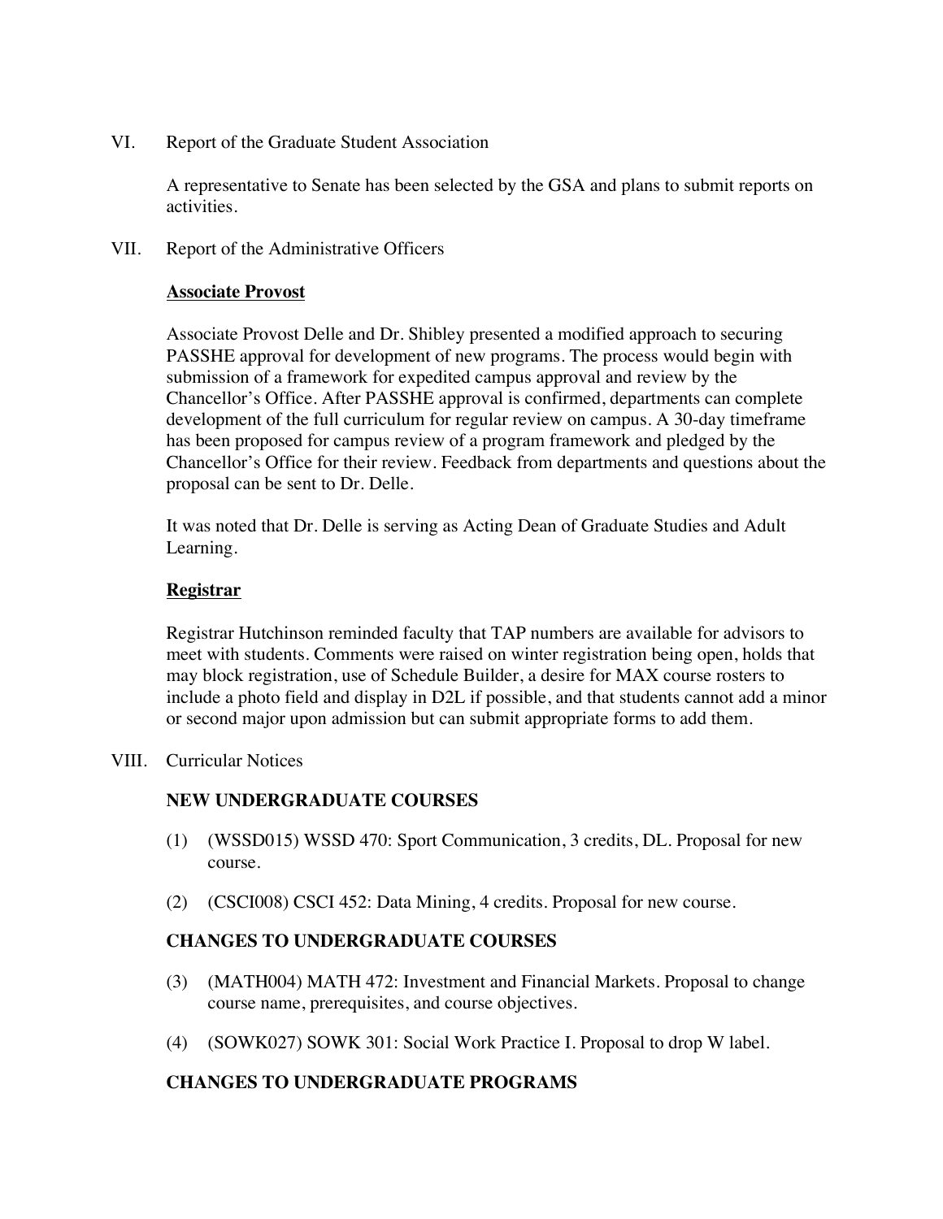VI. Report of the Graduate Student Association

A representative to Senate has been selected by the GSA and plans to submit reports on activities.

VII. Report of the Administrative Officers

**Associate Provost**

Associate Provost Delle and Dr. Shibley presented a modified approach to securing PASSHE approval for development of new programs. The process would begin with submission of a framework for expedited campus approval and review by the Chancellor's Office. After PASSHE approval is confirmed, departments can complete development of the full curriculum for regular review on campus. A 30-day timeframe has been proposed for campus review of a program framework and pledged by the Chancellor's Office for their review. Feedback from departments and questions about the proposal can be sent to Dr. Delle.

It was noted that Dr. Delle is serving as Acting Dean of Graduate Studies and Adult Learning.

**Registrar**

Registrar Hutchinson reminded faculty that TAP numbers are available for advisors to meet with students. Comments were raised on winter registration being open, holds that may block registration, use of Schedule Builder, a desire for MAX course rosters to include a photo field and display in D2L if possible, and that students cannot add a minor or second major upon admission but can submit appropriate forms to add them.

VIII. Curricular Notices

**NEW UNDERGRADUATE COURSES**

(1) (WSSD015) WSSD 470: Sport Communication, 3 credits, DL. Proposal for new course.

(2) (CSCI008) CSCI 452: Data Mining, 4 credits. Proposal for new course.

**CHANGES TO UNDERGRADUATE COURSES**

(3) (MATH004) MATH 472: Investment and Financial Markets. Proposal to change course name, prerequisites, and course objectives.

(4) (SOWK027) SOWK 301: Social Work Practice I. Proposal to drop W label.

**CHANGES TO UNDERGRADUATE PROGRAMS**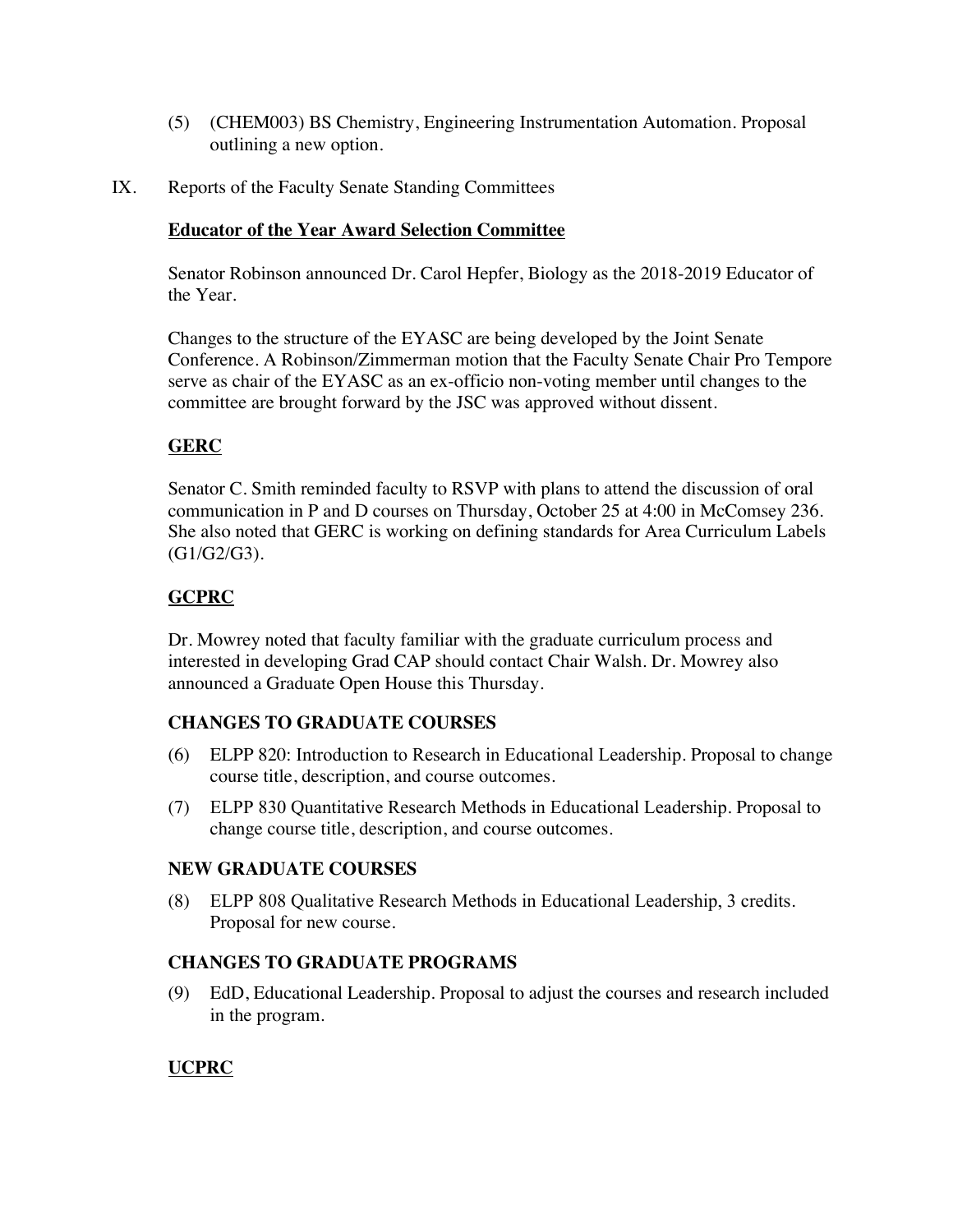(5) (CHEM003) BS Chemistry, Engineering Instrumentation Automation. Proposal outlining a new option.

IX. Reports of the Faculty Senate Standing Committees

**Educator of the Year Award Selection Committee**

Senator Robinson announced Dr. Carol Hepfer, Biology as the 2018-2019 Educator of the Year.

Changes to the structure of the EYASC are being developed by the Joint Senate Conference. A Robinson/Zimmerman motion that the Faculty Senate Chair Pro Tempore serve as chair of the EYASC as an ex-officio non-voting member until changes to the committee are brought forward by the JSC was approved without dissent.

**GERC**

Senator C. Smith reminded faculty to RSVP with plans to attend the discussion of oral communication in P and D courses on Thursday, October 25 at 4:00 in McComsey 236. She also noted that GERC is working on defining standards for Area Curriculum Labels (G1/G2/G3).

**GCPRC**

Dr. Mowrey noted that faculty familiar with the graduate curriculum process and interested in developing Grad CAP should contact Chair Walsh. Dr. Mowrey also announced a Graduate Open House this Thursday.

**CHANGES TO GRADUATE COURSES**

(6) ELPP 820: Introduction to Research in Educational Leadership. Proposal to change course title, description, and course outcomes.

(7) ELPP 830 Quantitative Research Methods in Educational Leadership. Proposal to change course title, description, and course outcomes.

**NEW GRADUATE COURSES**

(8) ELPP 808 Qualitative Research Methods in Educational Leadership, 3 credits. Proposal for new course.

**CHANGES TO GRADUATE PROGRAMS**

(9) EdD, Educational Leadership. Proposal to adjust the courses and research included in the program.

**UCPRC**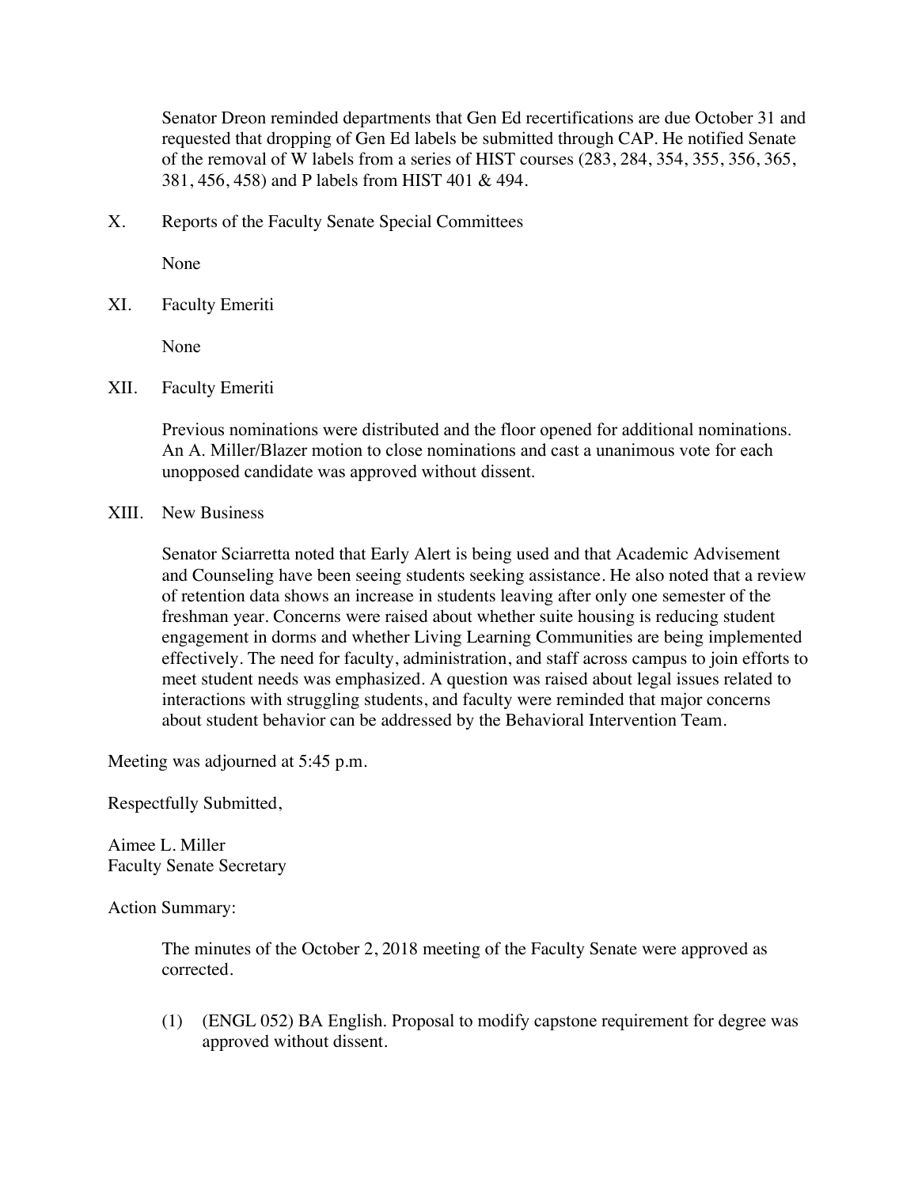Senator Dreon reminded departments that Gen Ed recertifications are due October 31 and requested that dropping of Gen Ed labels be submitted through CAP. He notified Senate of the removal of W labels from a series of HIST courses (283, 284, 354, 355, 356, 365, 381, 456, 458) and P labels from HIST 401 & 494.

X. Reports of the Faculty Senate Special Committees

None

XI. Faculty Emeriti

None

XII. Faculty Emeriti

Previous nominations were distributed and the floor opened for additional nominations. An A. Miller/Blazer motion to close nominations and cast a unanimous vote for each unopposed candidate was approved without dissent.

XIII. New Business

Senator Sciarretta noted that Early Alert is being used and that Academic Advisement and Counseling have been seeing students seeking assistance. He also noted that a review of retention data shows an increase in students leaving after only one semester of the freshman year. Concerns were raised about whether suite housing is reducing student engagement in dorms and whether Living Learning Communities are being implemented effectively. The need for faculty, administration, and staff across campus to join efforts to meet student needs was emphasized. A question was raised about legal issues related to interactions with struggling students, and faculty were reminded that major concerns about student behavior can be addressed by the Behavioral Intervention Team.

Meeting was adjourned at 5:45 p.m.

Respectfully Submitted,

Aimee L. Miller
Faculty Senate Secretary

Action Summary:

The minutes of the October 2, 2018 meeting of the Faculty Senate were approved as corrected.

(1) (ENGL 052) BA English. Proposal to modify capstone requirement for degree was approved without dissent.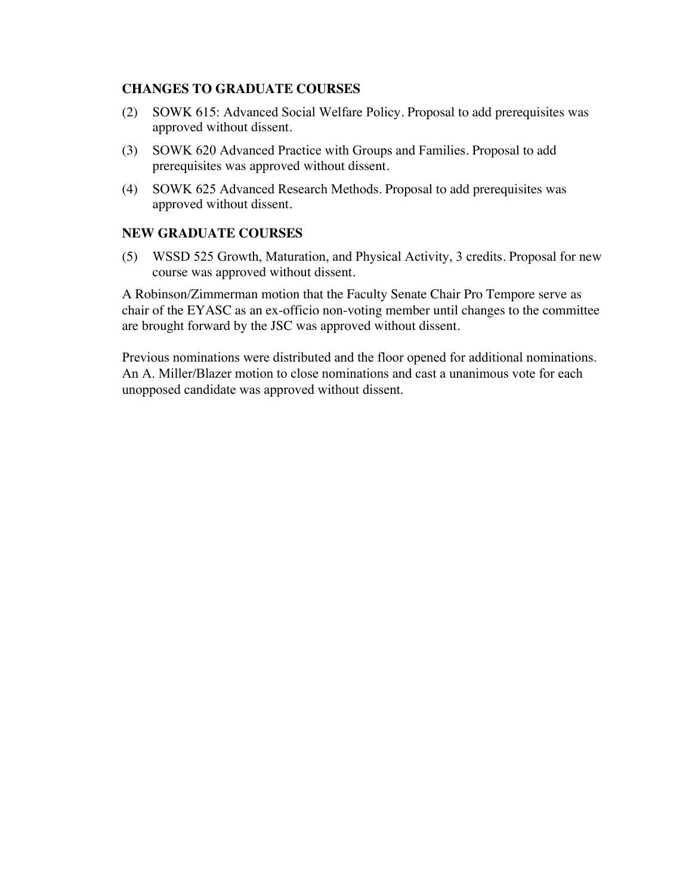**CHANGES TO GRADUATE COURSES**

(2) SOWK 615: Advanced Social Welfare Policy. Proposal to add prerequisites was approved without dissent.

(3) SOWK 620 Advanced Practice with Groups and Families. Proposal to add prerequisites was approved without dissent.

(4) SOWK 625 Advanced Research Methods. Proposal to add prerequisites was approved without dissent.

**NEW GRADUATE COURSES**

(5) WSSD 525 Growth, Maturation, and Physical Activity, 3 credits. Proposal for new course was approved without dissent.

A Robinson/Zimmerman motion that the Faculty Senate Chair Pro Tempore serve as chair of the EYASC as an ex-officio non-voting member until changes to the committee are brought forward by the JSC was approved without dissent.

Previous nominations were distributed and the floor opened for additional nominations. An A. Miller/Blazer motion to close nominations and cast a unanimous vote for each unopposed candidate was approved without dissent.